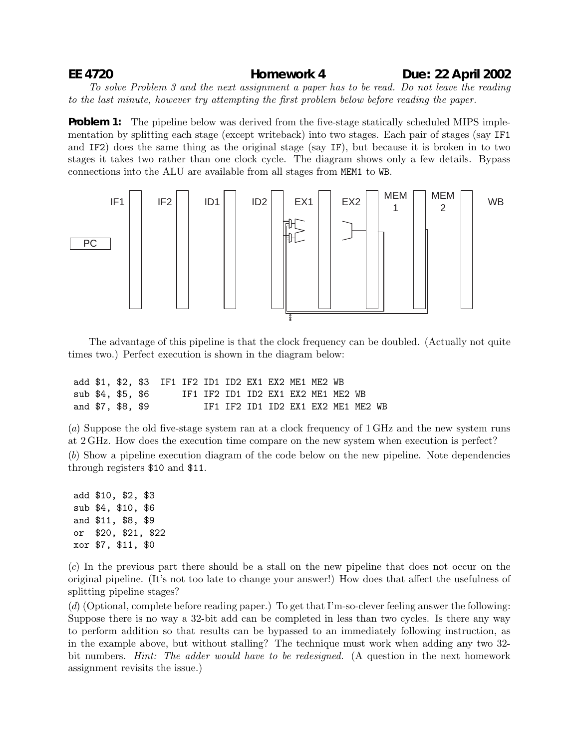**EE 4720 Homework 4 Due: 22 April 2002**

*To solve Problem 3 and the next assignment a paper has to be read. Do not leave the reading to the last minute, however try attempting the first problem below before reading the paper.*

**Problem 1:** The pipeline below was derived from the five-stage statically scheduled MIPS implementation by splitting each stage (except writeback) into two stages. Each pair of stages (say IF1 and IF2) does the same thing as the original stage (say IF), but because it is broken in to two stages it takes two rather than one clock cycle. The diagram shows only a few details. Bypass connections into the ALU are available from all stages from MEM1 to WB.

The advantage of this pipeline is that the clock frequency can be doubled. (Actually not quite times two.) Perfect execution is shown in the diagram below:

```
add $1, $2, $3  IF1 IF2 ID1 ID2 EX1 EX2 ME1 ME2 WB
sub $4, $5, $6      IF1 IF2 ID1 ID2 EX1 EX2 ME1 ME2 WB
and $7, $8, $9          IF1 IF2 ID1 ID2 EX1 EX2 ME1 ME2 WB
```

(*a*) Suppose the old five-stage system ran at a clock frequency of 1 GHz and the new system runs at 2 GHz. How does the execution time compare on the new system when execution is perfect?

(*b*) Show a pipeline execution diagram of the code below on the new pipeline. Note dependencies through registers $10 and $11.

```
add $10, $2, $3
sub $4, $10, $6
and $11, $8, $9
or  $20, $21, $22
xor $7, $11, $0
```

(*c*) In the previous part there should be a stall on the new pipeline that does not occur on the original pipeline. (It's not too late to change your answer!) How does that affect the usefulness of splitting pipeline stages?

(*d*) (Optional, complete before reading paper.) To get that I'm-so-clever feeling answer the following: Suppose there is no way a 32-bit add can be completed in less than two cycles. Is there any way to perform addition so that results can be bypassed to an immediately following instruction, as in the example above, but without stalling? The technique must work when adding any two 32-bit numbers. *Hint: The adder would have to be redesigned.* (A question in the next homework assignment revisits the issue.)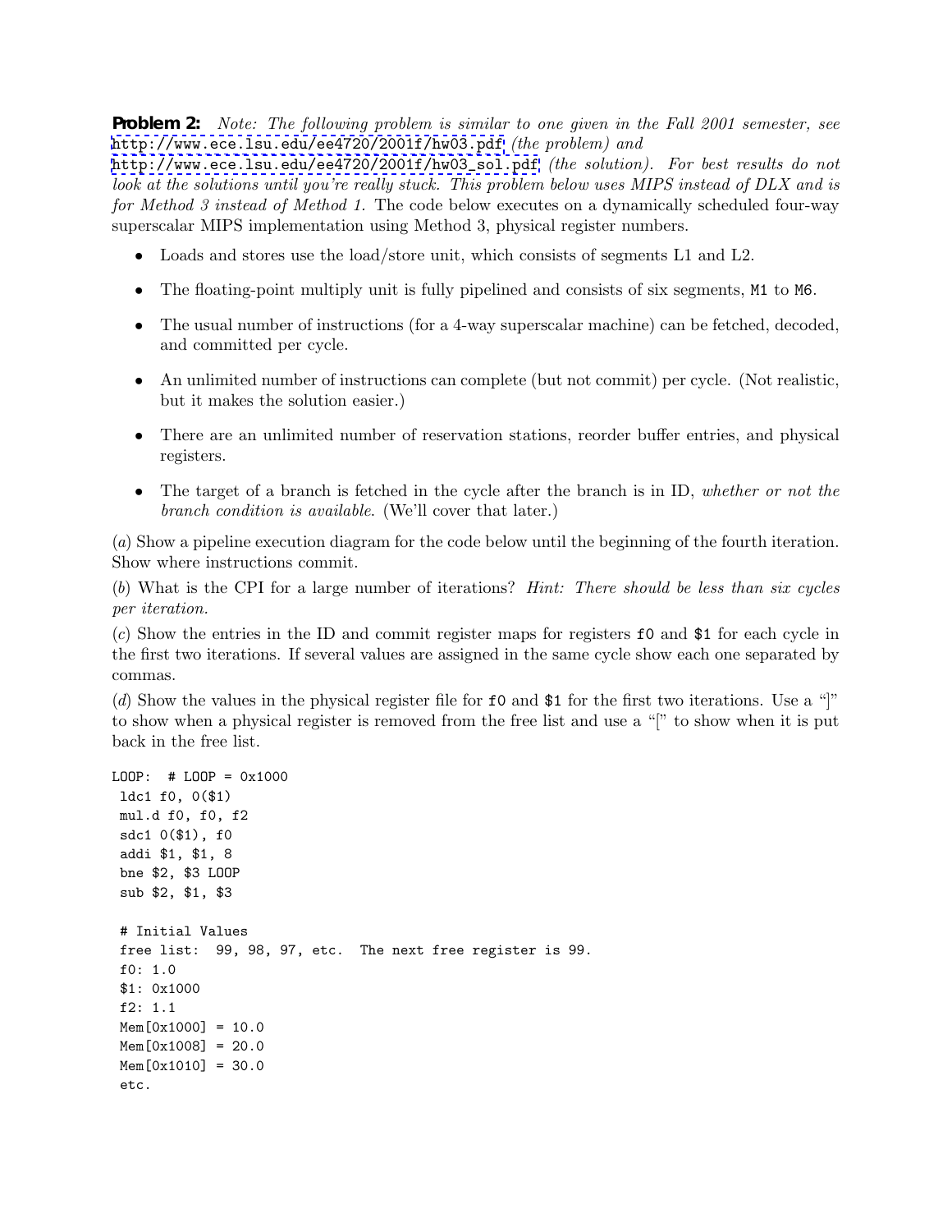**Problem 2:** *Note: The following problem is similar to one given in the Fall 2001 semester, see* http://www.ece.lsu.edu/ee4720/2001f/hw03.pdf *(the problem) and* http://www.ece.lsu.edu/ee4720/2001f/hw03_sol.pdf *(the solution). For best results do not look at the solutions until you're really stuck. This problem below uses MIPS instead of DLX and is for Method 3 instead of Method 1.* The code below executes on a dynamically scheduled four-way superscalar MIPS implementation using Method 3, physical register numbers.

- Loads and stores use the load/store unit, which consists of segments L1 and L2.
- The floating-point multiply unit is fully pipelined and consists of six segments, `M1` to `M6`.
- The usual number of instructions (for a 4-way superscalar machine) can be fetched, decoded, and committed per cycle.
- An unlimited number of instructions can complete (but not commit) per cycle. (Not realistic, but it makes the solution easier.)
- There are an unlimited number of reservation stations, reorder buffer entries, and physical registers.
- The target of a branch is fetched in the cycle after the branch is in ID, *whether or not the branch condition is available*. (We'll cover that later.)

(*a*) Show a pipeline execution diagram for the code below until the beginning of the fourth iteration. Show where instructions commit.

(*b*) What is the CPI for a large number of iterations? *Hint: There should be less than six cycles per iteration.*

(*c*) Show the entries in the ID and commit register maps for registers `f0` and `$1` for each cycle in the first two iterations. If several values are assigned in the same cycle show each one separated by commas.

(*d*) Show the values in the physical register file for `f0` and `$1` for the first two iterations. Use a "]" to show when a physical register is removed from the free list and use a "[" to show when it is put back in the free list.

```
LOOP:  # LOOP = 0x1000
 ldc1 f0, 0($1)
 mul.d f0, f0, f2
 sdc1 0($1), f0
 addi $1, $1, 8
 bne $2, $3 LOOP
 sub $2, $1, $3

 # Initial Values
 free list:  99, 98, 97, etc.  The next free register is 99.
 f0: 1.0
 $1: 0x1000
 f2: 1.1
 Mem[0x1000] = 10.0
 Mem[0x1008] = 20.0
 Mem[0x1010] = 30.0
 etc.
```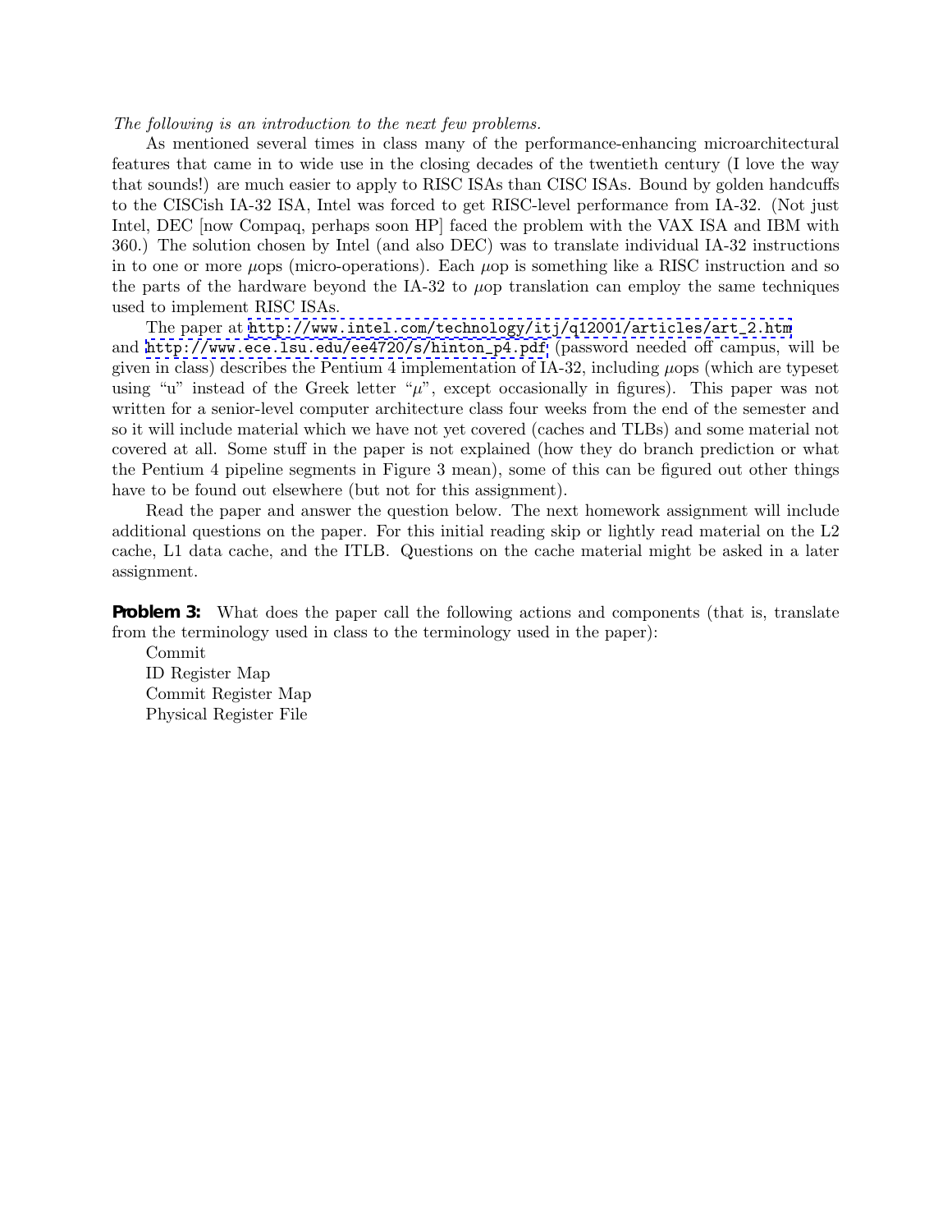*The following is an introduction to the next few problems.*

As mentioned several times in class many of the performance-enhancing microarchitectural features that came in to wide use in the closing decades of the twentieth century (I love the way that sounds!) are much easier to apply to RISC ISAs than CISC ISAs. Bound by golden handcuffs to the CISCish IA-32 ISA, Intel was forced to get RISC-level performance from IA-32. (Not just Intel, DEC [now Compaq, perhaps soon HP] faced the problem with the VAX ISA and IBM with 360.) The solution chosen by Intel (and also DEC) was to translate individual IA-32 instructions in to one or more $\mu$ops (micro-operations). Each $\mu$op is something like a RISC instruction and so the parts of the hardware beyond the IA-32 to $\mu$op translation can employ the same techniques used to implement RISC ISAs.

The paper at `http://www.intel.com/technology/itj/q12001/articles/art_2.htm` and `http://www.ece.lsu.edu/ee4720/s/hinton_p4.pdf` (password needed off campus, will be given in class) describes the Pentium 4 implementation of IA-32, including $\mu$ops (which are typeset using "u" instead of the Greek letter "$\mu$", except occasionally in figures). This paper was not written for a senior-level computer architecture class four weeks from the end of the semester and so it will include material which we have not yet covered (caches and TLBs) and some material not covered at all. Some stuff in the paper is not explained (how they do branch prediction or what the Pentium 4 pipeline segments in Figure 3 mean), some of this can be figured out other things have to be found out elsewhere (but not for this assignment).

Read the paper and answer the question below. The next homework assignment will include additional questions on the paper. For this initial reading skip or lightly read material on the L2 cache, L1 data cache, and the ITLB. Questions on the cache material might be asked in a later assignment.

**Problem 3:** What does the paper call the following actions and components (that is, translate from the terminology used in class to the terminology used in the paper):

Commit
ID Register Map
Commit Register Map
Physical Register File